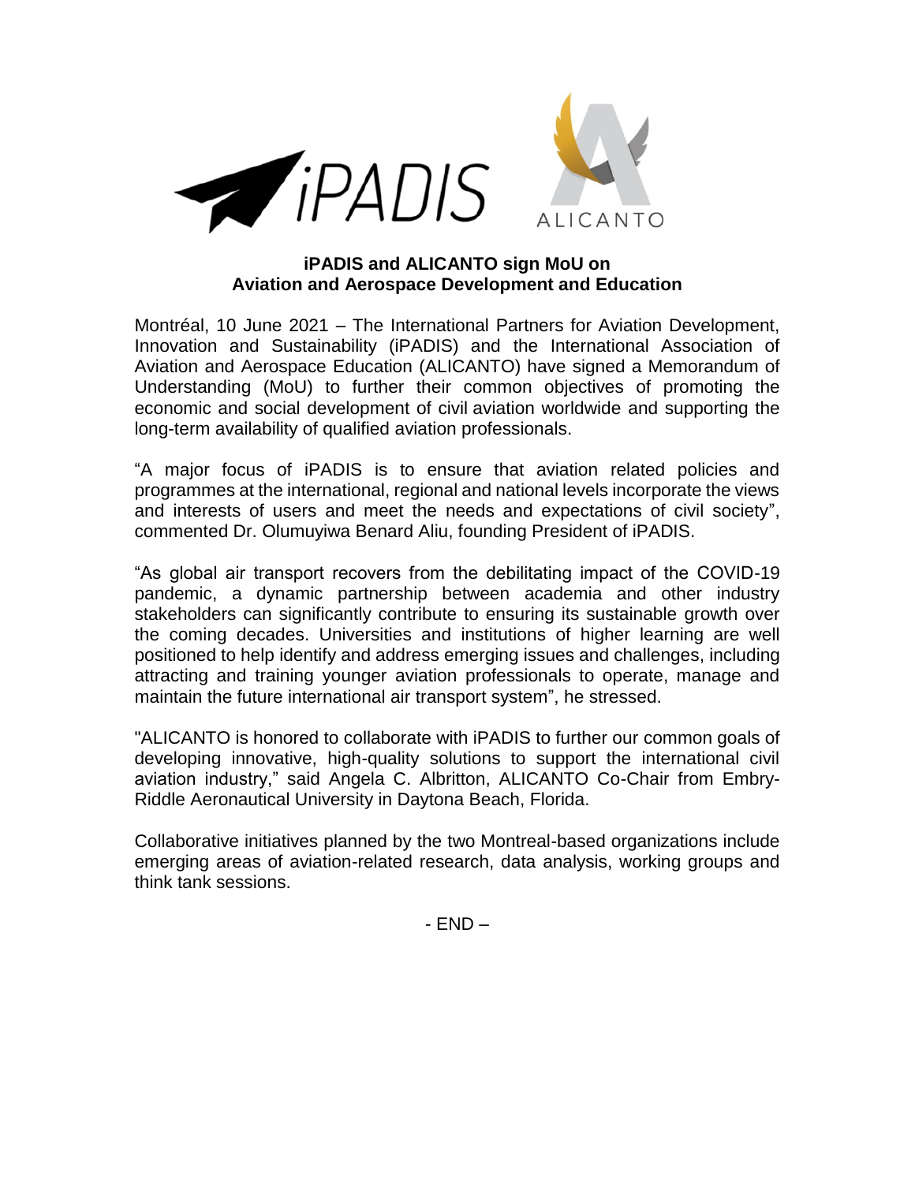iPADIS ALICANTO

**iPADIS and ALICANTO sign MoU on Aviation and Aerospace Development and Education**

Montréal, 10 June 2021 – The International Partners for Aviation Development, Innovation and Sustainability (iPADIS) and the International Association of Aviation and Aerospace Education (ALICANTO) have signed a Memorandum of Understanding (MoU) to further their common objectives of promoting the economic and social development of civil aviation worldwide and supporting the long-term availability of qualified aviation professionals.

"A major focus of iPADIS is to ensure that aviation related policies and programmes at the international, regional and national levels incorporate the views and interests of users and meet the needs and expectations of civil society", commented Dr. Olumuyiwa Benard Aliu, founding President of iPADIS.

"As global air transport recovers from the debilitating impact of the COVID-19 pandemic, a dynamic partnership between academia and other industry stakeholders can significantly contribute to ensuring its sustainable growth over the coming decades. Universities and institutions of higher learning are well positioned to help identify and address emerging issues and challenges, including attracting and training younger aviation professionals to operate, manage and maintain the future international air transport system", he stressed.

"ALICANTO is honored to collaborate with iPADIS to further our common goals of developing innovative, high-quality solutions to support the international civil aviation industry," said Angela C. Albritton, ALICANTO Co-Chair from Embry-Riddle Aeronautical University in Daytona Beach, Florida.

Collaborative initiatives planned by the two Montreal-based organizations include emerging areas of aviation-related research, data analysis, working groups and think tank sessions.

- END –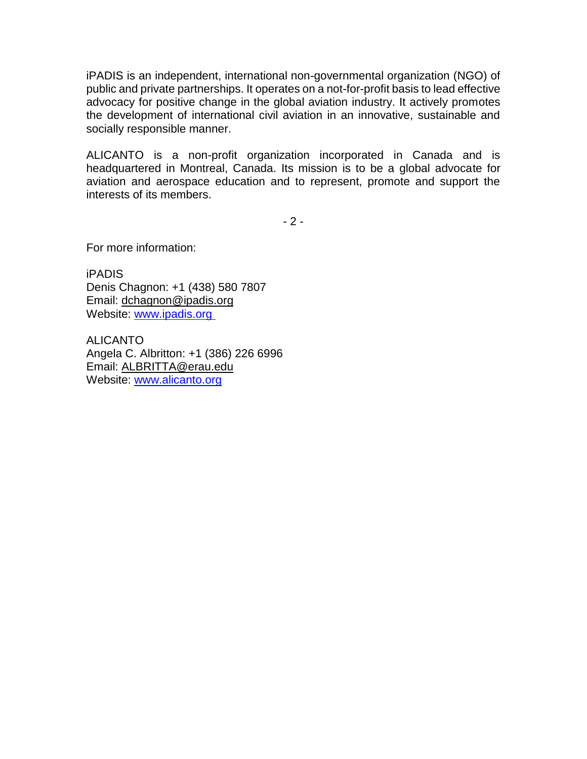iPADIS is an independent, international non-governmental organization (NGO) of public and private partnerships. It operates on a not-for-profit basis to lead effective advocacy for positive change in the global aviation industry. It actively promotes the development of international civil aviation in an innovative, sustainable and socially responsible manner.

ALICANTO is a non-profit organization incorporated in Canada and is headquartered in Montreal, Canada. Its mission is to be a global advocate for aviation and aerospace education and to represent, promote and support the interests of its members.

For more information:

iPADIS
Denis Chagnon: +1 (438) 580 7807
Email: dchagnon@ipadis.org
Website: www.ipadis.org

ALICANTO
Angela C. Albritton: +1 (386) 226 6996
Email: ALBRITTA@erau.edu
Website: www.alicanto.org